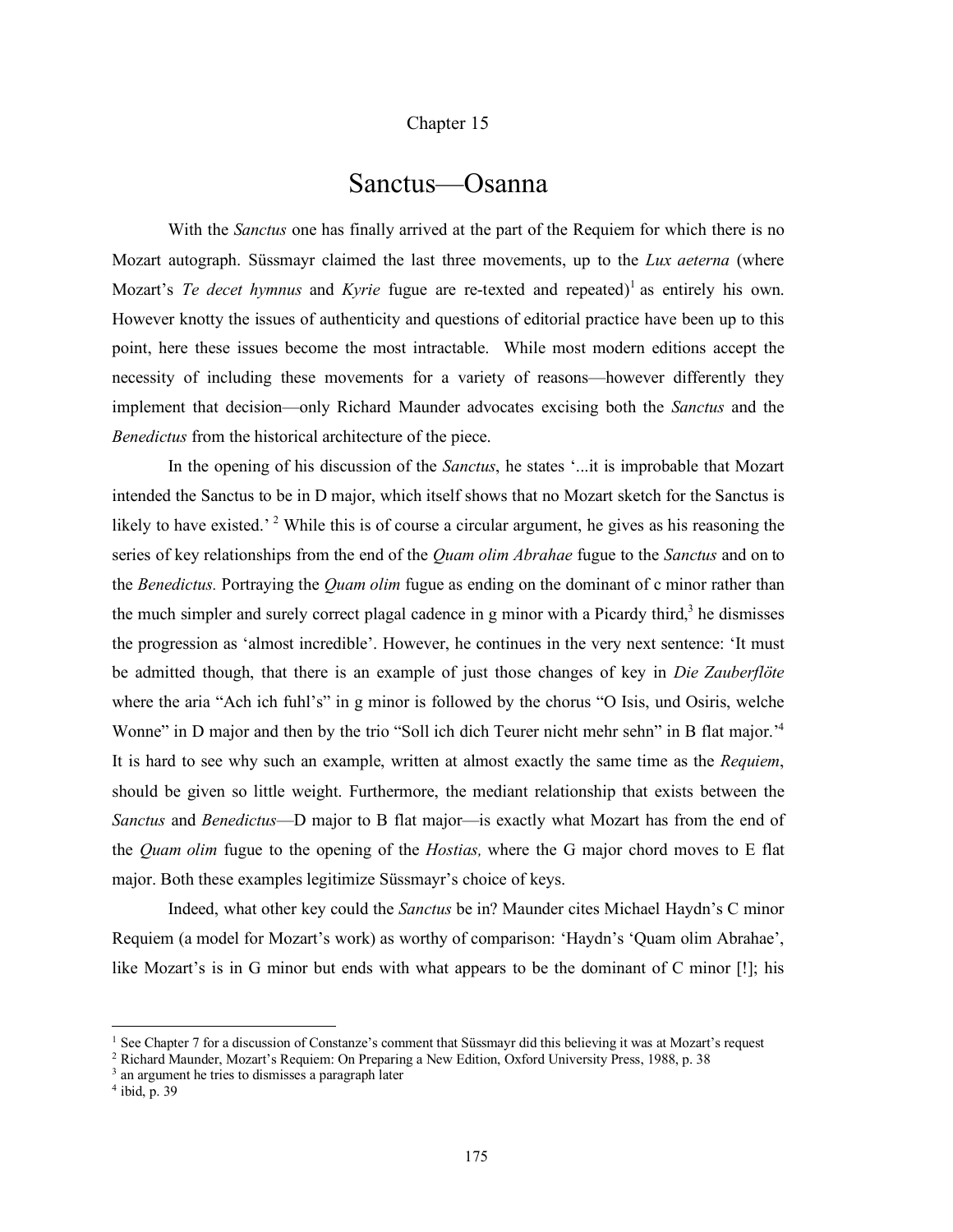Chapter 15

# Sanctus—Osanna

With the *Sanctus* one has finally arrived at the part of the Requiem for which there is no Mozart autograph. Süssmayr claimed the last three movements, up to the *Lux aeterna* (where Mozart's *Te decet hymnus* and *Kyrie* fugue are re-texted and repeated)[1] as entirely his own. However knotty the issues of authenticity and questions of editorial practice have been up to this point, here these issues become the most intractable. While most modern editions accept the necessity of including these movements for a variety of reasons—however differently they implement that decision—only Richard Maunder advocates excising both the *Sanctus* and the *Benedictus* from the historical architecture of the piece.

In the opening of his discussion of the *Sanctus*, he states '...it is improbable that Mozart intended the Sanctus to be in D major, which itself shows that no Mozart sketch for the Sanctus is likely to have existed.' [2] While this is of course a circular argument, he gives as his reasoning the series of key relationships from the end of the *Quam olim Abrahae* fugue to the *Sanctus* and on to the *Benedictus*. Portraying the *Quam olim* fugue as ending on the dominant of c minor rather than the much simpler and surely correct plagal cadence in g minor with a Picardy third,[3] he dismisses the progression as 'almost incredible'. However, he continues in the very next sentence: 'It must be admitted though, that there is an example of just those changes of key in *Die Zauberflöte* where the aria "Ach ich fuhl's" in g minor is followed by the chorus "O Isis, und Osiris, welche Wonne" in D major and then by the trio "Soll ich dich Teurer nicht mehr sehn" in B flat major.'[4] It is hard to see why such an example, written at almost exactly the same time as the *Requiem*, should be given so little weight. Furthermore, the mediant relationship that exists between the *Sanctus* and *Benedictus*—D major to B flat major—is exactly what Mozart has from the end of the *Quam olim* fugue to the opening of the *Hostias,* where the G major chord moves to E flat major. Both these examples legitimize Süssmayr's choice of keys.

Indeed, what other key could the *Sanctus* be in? Maunder cites Michael Haydn's C minor Requiem (a model for Mozart's work) as worthy of comparison: 'Haydn's 'Quam olim Abrahae', like Mozart's is in G minor but ends with what appears to be the dominant of C minor [!]; his

---

[1] See Chapter 7 for a discussion of Constanze's comment that Süssmayr did this believing it was at Mozart's request

[2] Richard Maunder, Mozart's Requiem: On Preparing a New Edition, Oxford University Press, 1988, p. 38

[3] an argument he tries to dismisses a paragraph later

[4] ibid, p. 39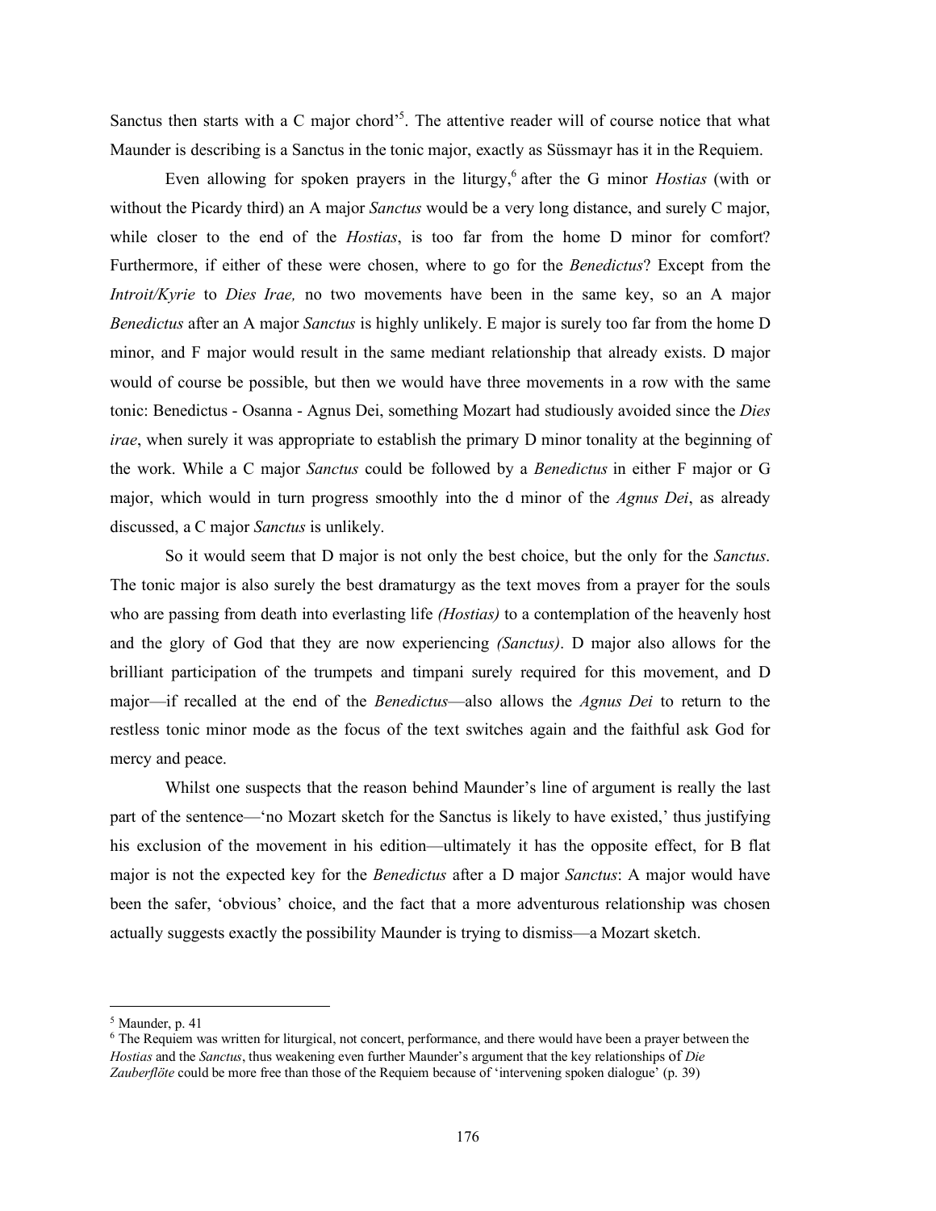Sanctus then starts with a C major chord'[5]. The attentive reader will of course notice that what Maunder is describing is a Sanctus in the tonic major, exactly as Süssmayr has it in the Requiem.

Even allowing for spoken prayers in the liturgy,[6] after the G minor *Hostias* (with or without the Picardy third) an A major *Sanctus* would be a very long distance, and surely C major, while closer to the end of the *Hostias*, is too far from the home D minor for comfort? Furthermore, if either of these were chosen, where to go for the *Benedictus*? Except from the *Introit/Kyrie* to *Dies Irae,* no two movements have been in the same key, so an A major *Benedictus* after an A major *Sanctus* is highly unlikely. E major is surely too far from the home D minor, and F major would result in the same mediant relationship that already exists. D major would of course be possible, but then we would have three movements in a row with the same tonic: Benedictus - Osanna - Agnus Dei, something Mozart had studiously avoided since the *Dies irae*, when surely it was appropriate to establish the primary D minor tonality at the beginning of the work. While a C major *Sanctus* could be followed by a *Benedictus* in either F major or G major, which would in turn progress smoothly into the d minor of the *Agnus Dei*, as already discussed, a C major *Sanctus* is unlikely.

So it would seem that D major is not only the best choice, but the only for the *Sanctus*. The tonic major is also surely the best dramaturgy as the text moves from a prayer for the souls who are passing from death into everlasting life *(Hostias)* to a contemplation of the heavenly host and the glory of God that they are now experiencing *(Sanctus)*. D major also allows for the brilliant participation of the trumpets and timpani surely required for this movement, and D major—if recalled at the end of the *Benedictus*—also allows the *Agnus Dei* to return to the restless tonic minor mode as the focus of the text switches again and the faithful ask God for mercy and peace.

Whilst one suspects that the reason behind Maunder's line of argument is really the last part of the sentence—'no Mozart sketch for the Sanctus is likely to have existed,' thus justifying his exclusion of the movement in his edition—ultimately it has the opposite effect, for B flat major is not the expected key for the *Benedictus* after a D major *Sanctus*: A major would have been the safer, 'obvious' choice, and the fact that a more adventurous relationship was chosen actually suggests exactly the possibility Maunder is trying to dismiss—a Mozart sketch.

---

[5] Maunder, p. 41

[6] The Requiem was written for liturgical, not concert, performance, and there would have been a prayer between the *Hostias* and the *Sanctus*, thus weakening even further Maunder's argument that the key relationships of *Die Zauberflöte* could be more free than those of the Requiem because of 'intervening spoken dialogue' (p. 39)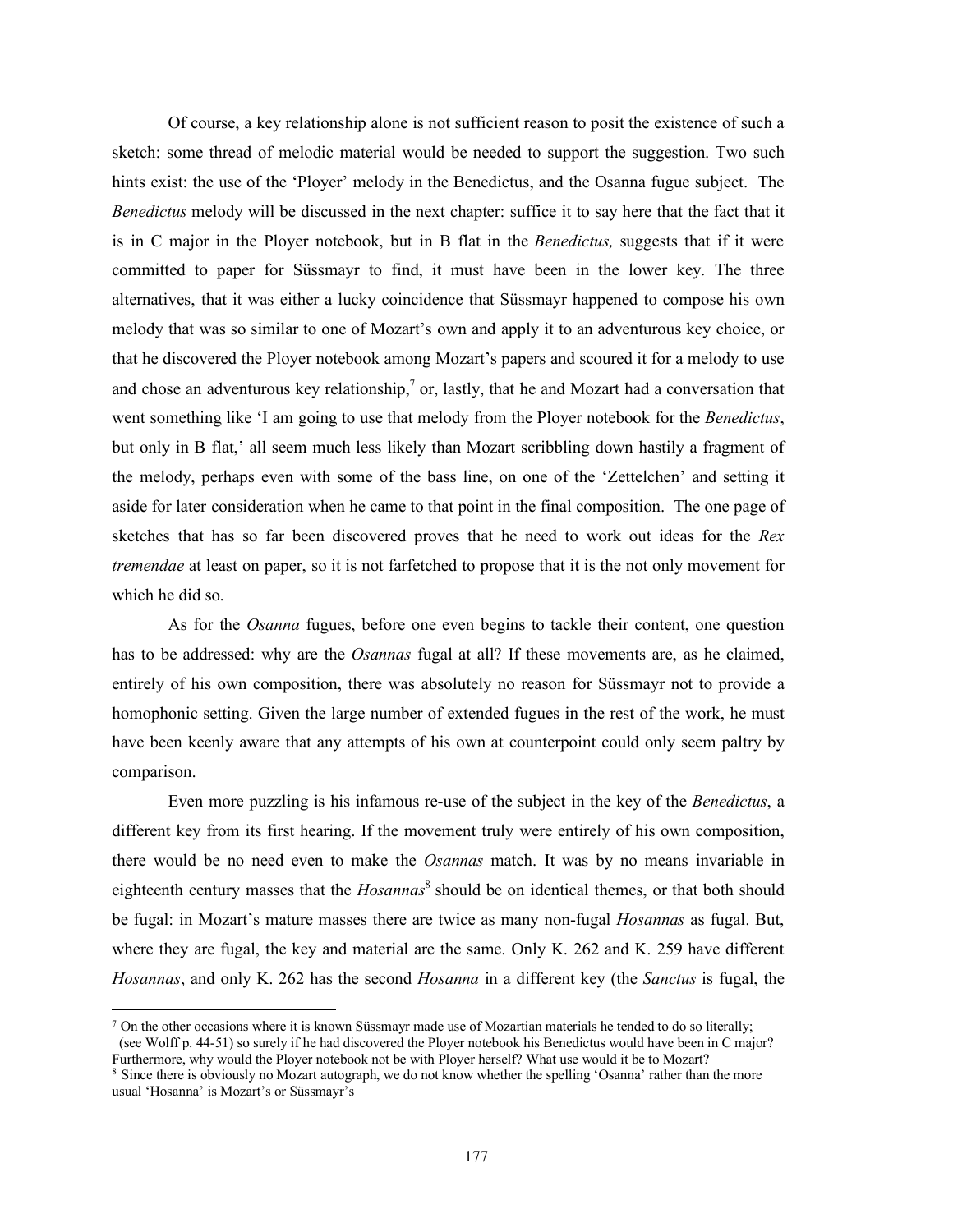Of course, a key relationship alone is not sufficient reason to posit the existence of such a sketch: some thread of melodic material would be needed to support the suggestion. Two such hints exist: the use of the 'Ployer' melody in the Benedictus, and the Osanna fugue subject. The *Benedictus* melody will be discussed in the next chapter: suffice it to say here that the fact that it is in C major in the Ployer notebook, but in B flat in the *Benedictus,* suggests that if it were committed to paper for Süssmayr to find, it must have been in the lower key. The three alternatives, that it was either a lucky coincidence that Süssmayr happened to compose his own melody that was so similar to one of Mozart's own and apply it to an adventurous key choice, or that he discovered the Ployer notebook among Mozart's papers and scoured it for a melody to use and chose an adventurous key relationship,[7] or, lastly, that he and Mozart had a conversation that went something like 'I am going to use that melody from the Ployer notebook for the *Benedictus*, but only in B flat,' all seem much less likely than Mozart scribbling down hastily a fragment of the melody, perhaps even with some of the bass line, on one of the 'Zettelchen' and setting it aside for later consideration when he came to that point in the final composition. The one page of sketches that has so far been discovered proves that he need to work out ideas for the *Rex tremendae* at least on paper, so it is not farfetched to propose that it is the not only movement for which he did so.

As for the *Osanna* fugues, before one even begins to tackle their content, one question has to be addressed: why are the *Osannas* fugal at all? If these movements are, as he claimed, entirely of his own composition, there was absolutely no reason for Süssmayr not to provide a homophonic setting. Given the large number of extended fugues in the rest of the work, he must have been keenly aware that any attempts of his own at counterpoint could only seem paltry by comparison.

Even more puzzling is his infamous re-use of the subject in the key of the *Benedictus*, a different key from its first hearing. If the movement truly were entirely of his own composition, there would be no need even to make the *Osannas* match. It was by no means invariable in eighteenth century masses that the *Hosannas*[8] should be on identical themes, or that both should be fugal: in Mozart's mature masses there are twice as many non-fugal *Hosannas* as fugal. But, where they are fugal, the key and material are the same. Only K. 262 and K. 259 have different *Hosannas*, and only K. 262 has the second *Hosanna* in a different key (the *Sanctus* is fugal, the

---

[7] On the other occasions where it is known Süssmayr made use of Mozartian materials he tended to do so literally; (see Wolff p. 44-51) so surely if he had discovered the Ployer notebook his Benedictus would have been in C major? Furthermore, why would the Ployer notebook not be with Ployer herself? What use would it be to Mozart?

[8] Since there is obviously no Mozart autograph, we do not know whether the spelling 'Osanna' rather than the more usual 'Hosanna' is Mozart's or Süssmayr's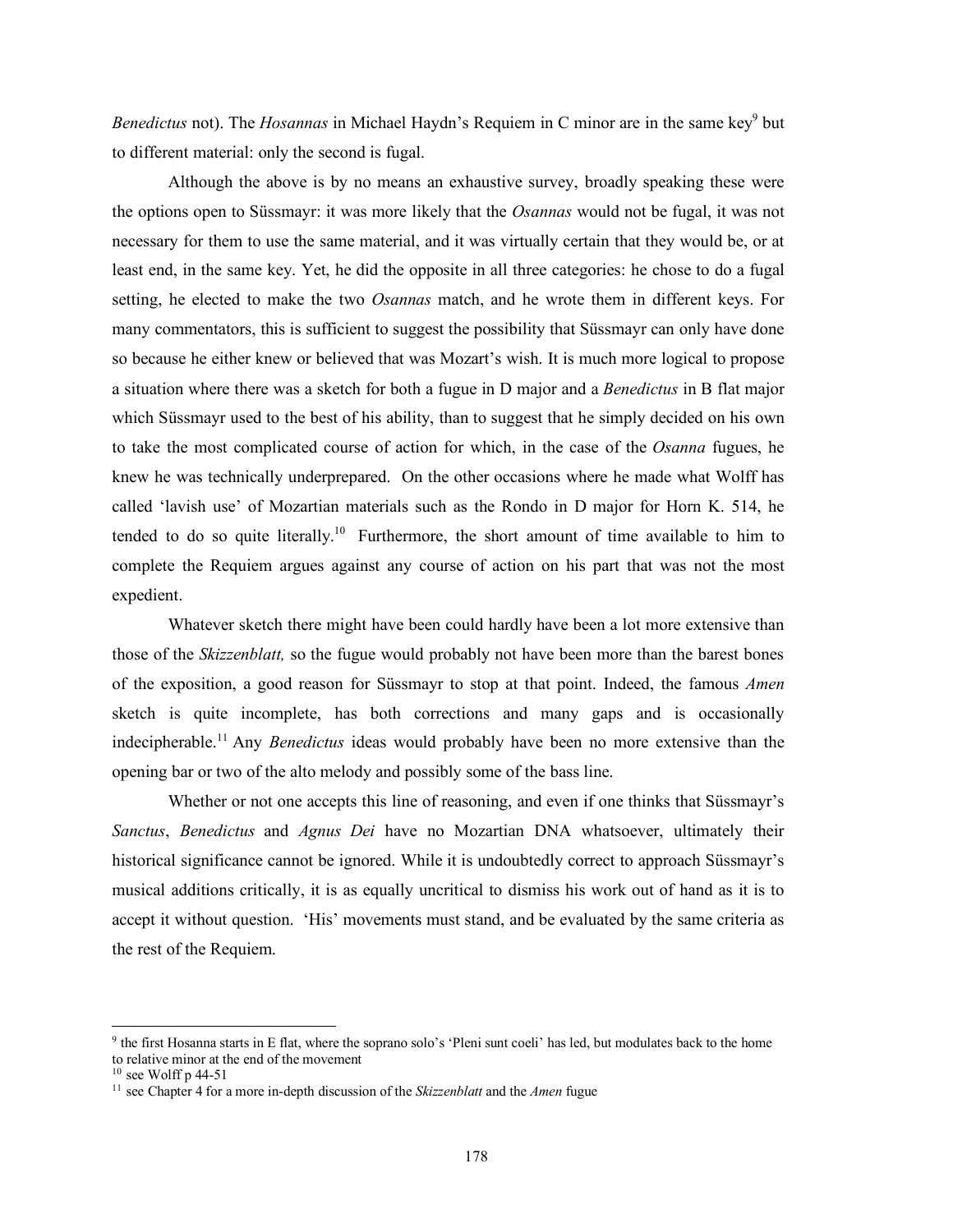*Benedictus* not). The *Hosannas* in Michael Haydn's Requiem in C minor are in the same key[9] but to different material: only the second is fugal.

Although the above is by no means an exhaustive survey, broadly speaking these were the options open to Süssmayr: it was more likely that the *Osannas* would not be fugal, it was not necessary for them to use the same material, and it was virtually certain that they would be, or at least end, in the same key. Yet, he did the opposite in all three categories: he chose to do a fugal setting, he elected to make the two *Osannas* match, and he wrote them in different keys. For many commentators, this is sufficient to suggest the possibility that Süssmayr can only have done so because he either knew or believed that was Mozart's wish. It is much more logical to propose a situation where there was a sketch for both a fugue in D major and a *Benedictus* in B flat major which Süssmayr used to the best of his ability, than to suggest that he simply decided on his own to take the most complicated course of action for which, in the case of the *Osanna* fugues, he knew he was technically underprepared. On the other occasions where he made what Wolff has called 'lavish use' of Mozartian materials such as the Rondo in D major for Horn K. 514, he tended to do so quite literally.[10] Furthermore, the short amount of time available to him to complete the Requiem argues against any course of action on his part that was not the most expedient.

Whatever sketch there might have been could hardly have been a lot more extensive than those of the *Skizzenblatt,* so the fugue would probably not have been more than the barest bones of the exposition, a good reason for Süssmayr to stop at that point. Indeed, the famous *Amen* sketch is quite incomplete, has both corrections and many gaps and is occasionally indecipherable.[11] Any *Benedictus* ideas would probably have been no more extensive than the opening bar or two of the alto melody and possibly some of the bass line.

Whether or not one accepts this line of reasoning, and even if one thinks that Süssmayr's *Sanctus*, *Benedictus* and *Agnus Dei* have no Mozartian DNA whatsoever, ultimately their historical significance cannot be ignored. While it is undoubtedly correct to approach Süssmayr's musical additions critically, it is as equally uncritical to dismiss his work out of hand as it is to accept it without question. 'His' movements must stand, and be evaluated by the same criteria as the rest of the Requiem.

---

[9] the first Hosanna starts in E flat, where the soprano solo's 'Pleni sunt coeli' has led, but modulates back to the home to relative minor at the end of the movement

[10] see Wolff p 44-51

[11] see Chapter 4 for a more in-depth discussion of the *Skizzenblatt* and the *Amen* fugue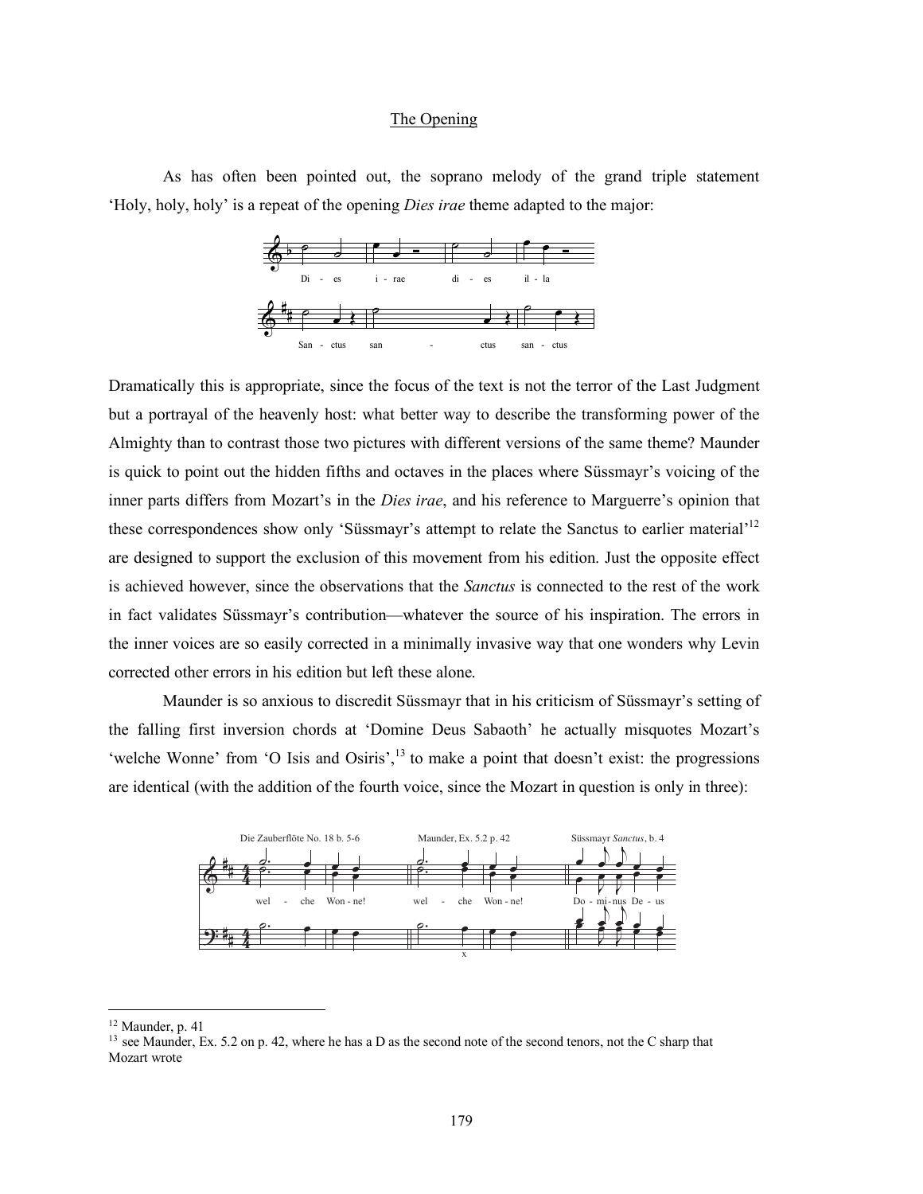## The Opening

As has often been pointed out, the soprano melody of the grand triple statement 'Holy, holy, holy' is a repeat of the opening *Dies irae* theme adapted to the major:

Dramatically this is appropriate, since the focus of the text is not the terror of the Last Judgment but a portrayal of the heavenly host: what better way to describe the transforming power of the Almighty than to contrast those two pictures with different versions of the same theme? Maunder is quick to point out the hidden fifths and octaves in the places where Süssmayr's voicing of the inner parts differs from Mozart's in the *Dies irae*, and his reference to Marguerre's opinion that these correspondences show only 'Süssmayr's attempt to relate the Sanctus to earlier material'[12] are designed to support the exclusion of this movement from his edition. Just the opposite effect is achieved however, since the observations that the *Sanctus* is connected to the rest of the work in fact validates Süssmayr's contribution—whatever the source of his inspiration. The errors in the inner voices are so easily corrected in a minimally invasive way that one wonders why Levin corrected other errors in his edition but left these alone.

Maunder is so anxious to discredit Süssmayr that in his criticism of Süssmayr's setting of the falling first inversion chords at 'Domine Deus Sabaoth' he actually misquotes Mozart's 'welche Wonne' from 'O Isis and Osiris',[13] to make a point that doesn't exist: the progressions are identical (with the addition of the fourth voice, since the Mozart in question is only in three):

Die Zauberflöte No. 18 b. 5-6 Maunder, Ex. 5.2 p. 42 Süssmayr *Sanctus*, b. 4

---

[12] Maunder, p. 41

[13] see Maunder, Ex. 5.2 on p. 42, where he has a D as the second note of the second tenors, not the C sharp that Mozart wrote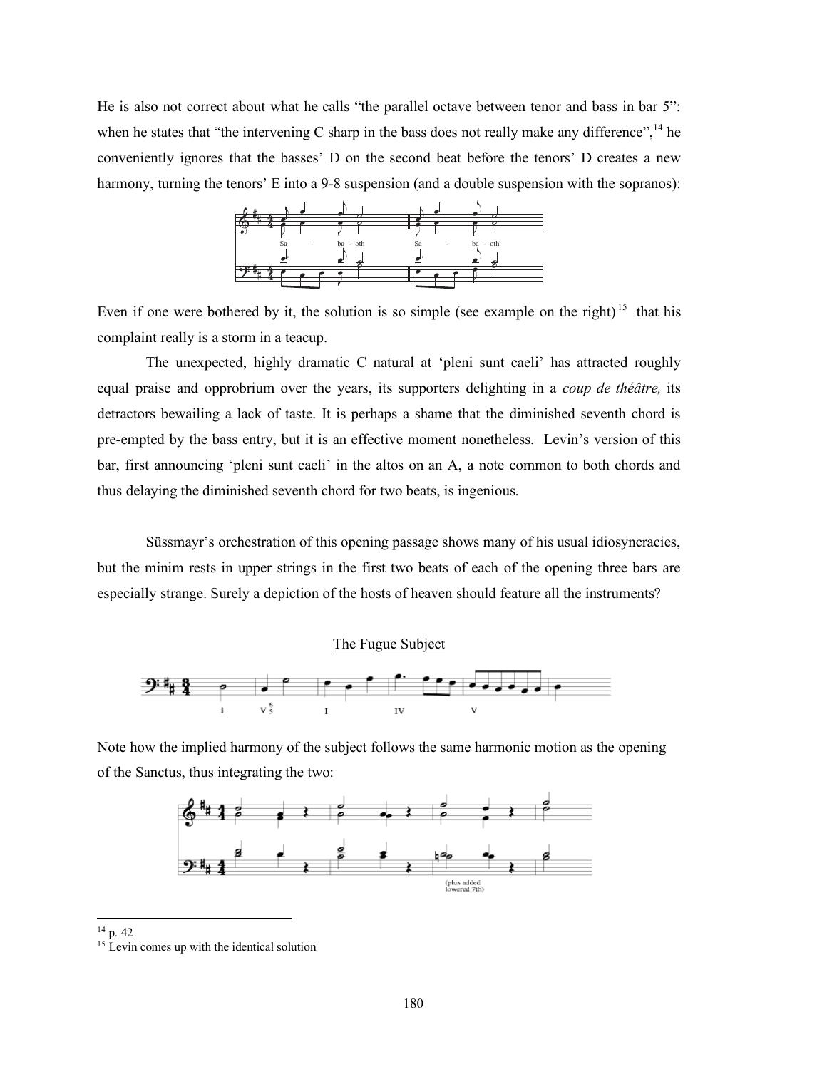He is also not correct about what he calls "the parallel octave between tenor and bass in bar 5": when he states that "the intervening C sharp in the bass does not really make any difference",[14] he conveniently ignores that the basses' D on the second beat before the tenors' D creates a new harmony, turning the tenors' E into a 9-8 suspension (and a double suspension with the sopranos):

Even if one were bothered by it, the solution is so simple (see example on the right)[15] that his complaint really is a storm in a teacup.

The unexpected, highly dramatic C natural at 'pleni sunt caeli' has attracted roughly equal praise and opprobrium over the years, its supporters delighting in a *coup de théâtre,* its detractors bewailing a lack of taste. It is perhaps a shame that the diminished seventh chord is pre-empted by the bass entry, but it is an effective moment nonetheless. Levin's version of this bar, first announcing 'pleni sunt caeli' in the altos on an A, a note common to both chords and thus delaying the diminished seventh chord for two beats, is ingenious.

Süssmayr's orchestration of this opening passage shows many of his usual idiosyncracies, but the minim rests in upper strings in the first two beats of each of the opening three bars are especially strange. Surely a depiction of the hosts of heaven should feature all the instruments?

## The Fugue Subject

Note how the implied harmony of the subject follows the same harmonic motion as the opening of the Sanctus, thus integrating the two:

---

[14] p. 42

[15] Levin comes up with the identical solution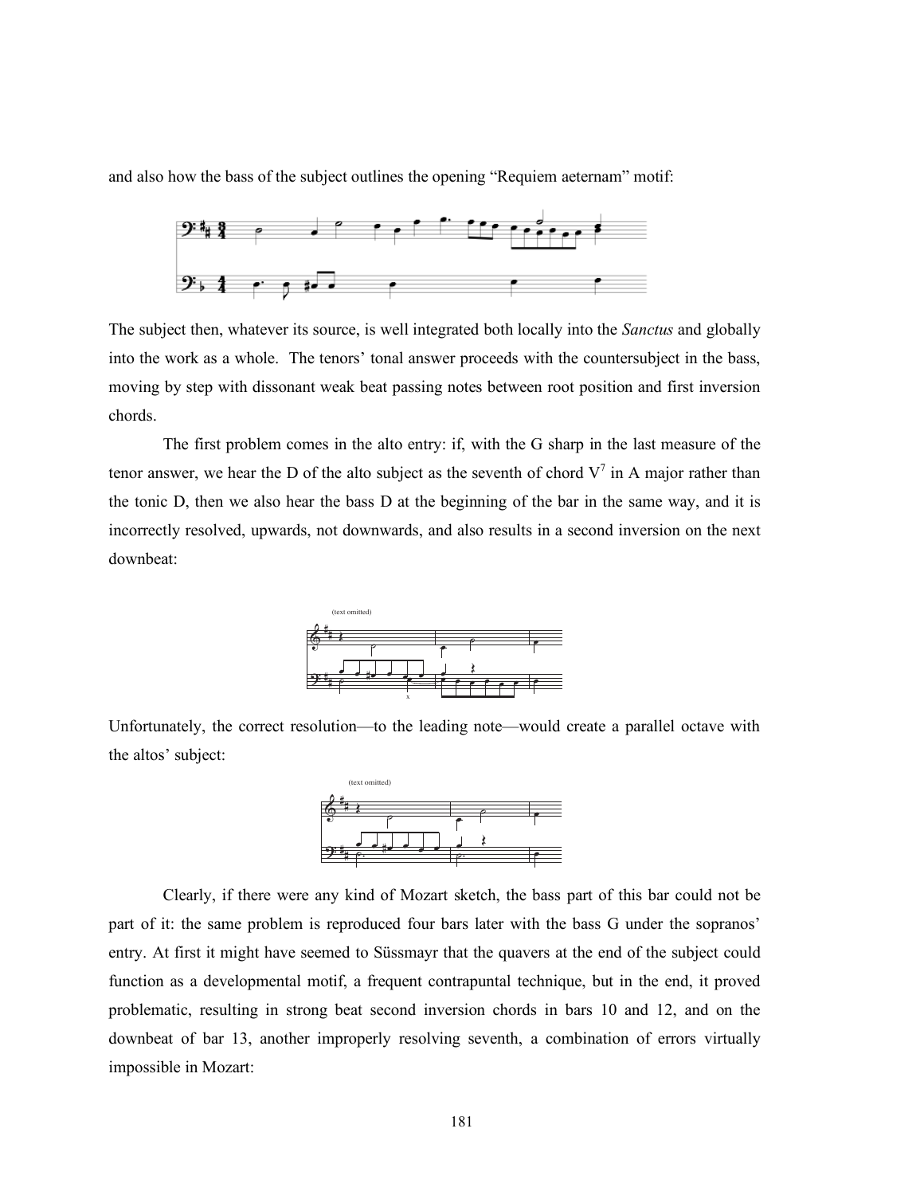and also how the bass of the subject outlines the opening "Requiem aeternam" motif:

The subject then, whatever its source, is well integrated both locally into the *Sanctus* and globally into the work as a whole. The tenors' tonal answer proceeds with the countersubject in the bass, moving by step with dissonant weak beat passing notes between root position and first inversion chords.

The first problem comes in the alto entry: if, with the G sharp in the last measure of the tenor answer, we hear the D of the alto subject as the seventh of chord $V^7$ in A major rather than the tonic D, then we also hear the bass D at the beginning of the bar in the same way, and it is incorrectly resolved, upwards, not downwards, and also results in a second inversion on the next downbeat:

Unfortunately, the correct resolution—to the leading note—would create a parallel octave with the altos' subject:

Clearly, if there were any kind of Mozart sketch, the bass part of this bar could not be part of it: the same problem is reproduced four bars later with the bass G under the sopranos' entry. At first it might have seemed to Süssmayr that the quavers at the end of the subject could function as a developmental motif, a frequent contrapuntal technique, but in the end, it proved problematic, resulting in strong beat second inversion chords in bars 10 and 12, and on the downbeat of bar 13, another improperly resolving seventh, a combination of errors virtually impossible in Mozart: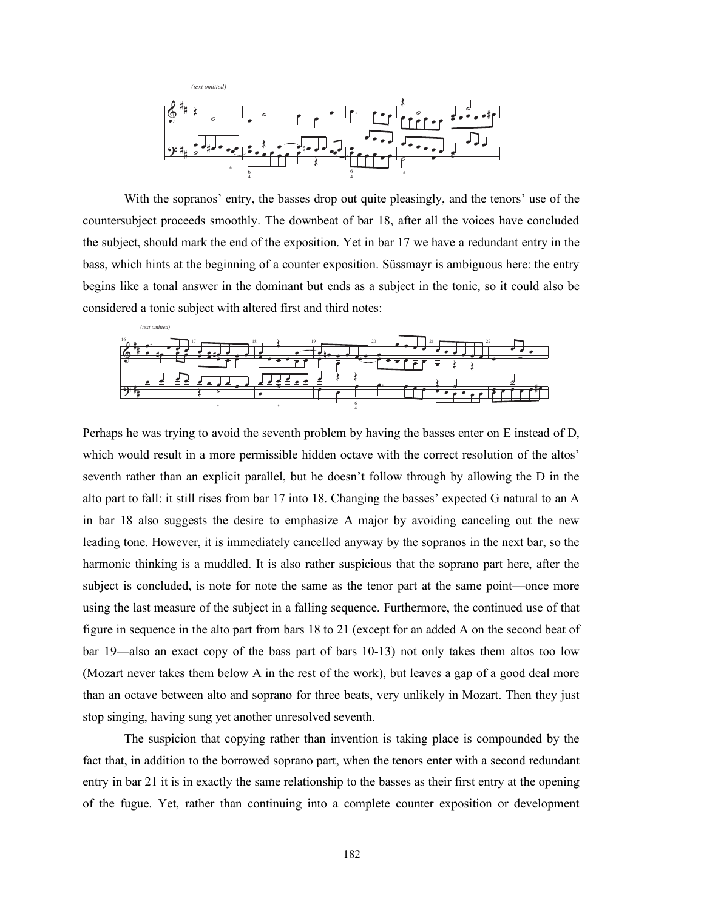(text omitted)

With the sopranos' entry, the basses drop out quite pleasingly, and the tenors' use of the countersubject proceeds smoothly. The downbeat of bar 18, after all the voices have concluded the subject, should mark the end of the exposition. Yet in bar 17 we have a redundant entry in the bass, which hints at the beginning of a counter exposition. Süssmayr is ambiguous here: the entry begins like a tonal answer in the dominant but ends as a subject in the tonic, so it could also be considered a tonic subject with altered first and third notes:

(text omitted)

Perhaps he was trying to avoid the seventh problem by having the basses enter on E instead of D, which would result in a more permissible hidden octave with the correct resolution of the altos' seventh rather than an explicit parallel, but he doesn't follow through by allowing the D in the alto part to fall: it still rises from bar 17 into 18. Changing the basses' expected G natural to an A in bar 18 also suggests the desire to emphasize A major by avoiding canceling out the new leading tone. However, it is immediately cancelled anyway by the sopranos in the next bar, so the harmonic thinking is a muddled. It is also rather suspicious that the soprano part here, after the subject is concluded, is note for note the same as the tenor part at the same point—once more using the last measure of the subject in a falling sequence. Furthermore, the continued use of that figure in sequence in the alto part from bars 18 to 21 (except for an added A on the second beat of bar 19—also an exact copy of the bass part of bars 10-13) not only takes them altos too low (Mozart never takes them below A in the rest of the work), but leaves a gap of a good deal more than an octave between alto and soprano for three beats, very unlikely in Mozart. Then they just stop singing, having sung yet another unresolved seventh.

The suspicion that copying rather than invention is taking place is compounded by the fact that, in addition to the borrowed soprano part, when the tenors enter with a second redundant entry in bar 21 it is in exactly the same relationship to the basses as their first entry at the opening of the fugue. Yet, rather than continuing into a complete counter exposition or development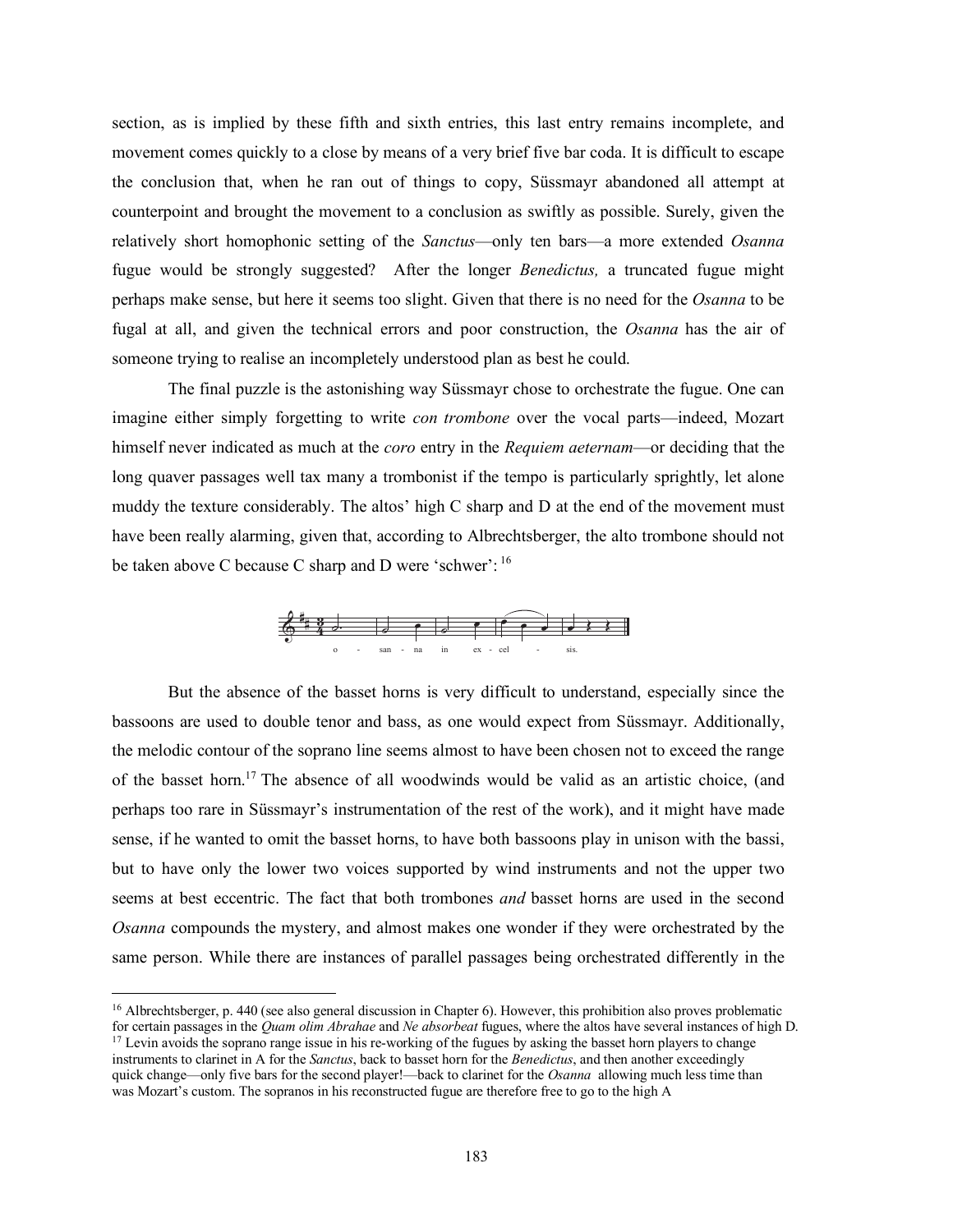section, as is implied by these fifth and sixth entries, this last entry remains incomplete, and movement comes quickly to a close by means of a very brief five bar coda. It is difficult to escape the conclusion that, when he ran out of things to copy, Süssmayr abandoned all attempt at counterpoint and brought the movement to a conclusion as swiftly as possible. Surely, given the relatively short homophonic setting of the *Sanctus*—only ten bars—a more extended *Osanna* fugue would be strongly suggested? After the longer *Benedictus,* a truncated fugue might perhaps make sense, but here it seems too slight. Given that there is no need for the *Osanna* to be fugal at all, and given the technical errors and poor construction, the *Osanna* has the air of someone trying to realise an incompletely understood plan as best he could.

The final puzzle is the astonishing way Süssmayr chose to orchestrate the fugue. One can imagine either simply forgetting to write *con trombone* over the vocal parts—indeed, Mozart himself never indicated as much at the *coro* entry in the *Requiem aeternam*—or deciding that the long quaver passages well tax many a trombonist if the tempo is particularly sprightly, let alone muddy the texture considerably. The altos' high C sharp and D at the end of the movement must have been really alarming, given that, according to Albrechtsberger, the alto trombone should not be taken above C because C sharp and D were 'schwer': [16]

o - san - na in ex - cel - sis.

But the absence of the basset horns is very difficult to understand, especially since the bassoons are used to double tenor and bass, as one would expect from Süssmayr. Additionally, the melodic contour of the soprano line seems almost to have been chosen not to exceed the range of the basset horn.[17] The absence of all woodwinds would be valid as an artistic choice, (and perhaps too rare in Süssmayr's instrumentation of the rest of the work), and it might have made sense, if he wanted to omit the basset horns, to have both bassoons play in unison with the bassi, but to have only the lower two voices supported by wind instruments and not the upper two seems at best eccentric. The fact that both trombones *and* basset horns are used in the second *Osanna* compounds the mystery, and almost makes one wonder if they were orchestrated by the same person. While there are instances of parallel passages being orchestrated differently in the

---

[16] Albrechtsberger, p. 440 (see also general discussion in Chapter 6). However, this prohibition also proves problematic for certain passages in the *Quam olim Abrahae* and *Ne absorbeat* fugues, where the altos have several instances of high D.

[17] Levin avoids the soprano range issue in his re-working of the fugues by asking the basset horn players to change instruments to clarinet in A for the *Sanctus*, back to basset horn for the *Benedictus*, and then another exceedingly quick change—only five bars for the second player!—back to clarinet for the *Osanna* allowing much less time than was Mozart's custom. The sopranos in his reconstructed fugue are therefore free to go to the high A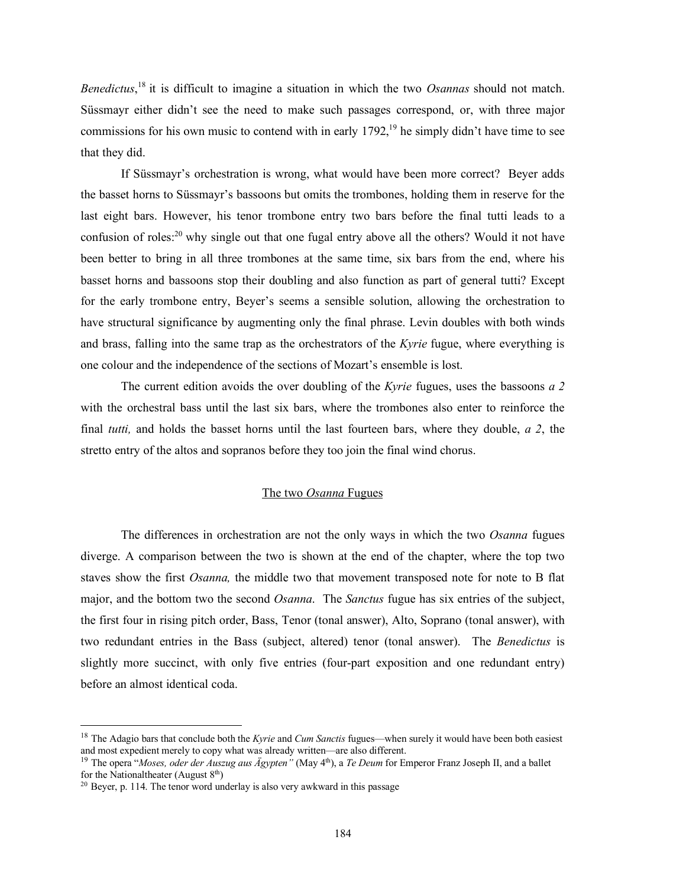*Benedictus*,[18] it is difficult to imagine a situation in which the two *Osannas* should not match. Süssmayr either didn't see the need to make such passages correspond, or, with three major commissions for his own music to contend with in early 1792,[19] he simply didn't have time to see that they did.

If Süssmayr's orchestration is wrong, what would have been more correct? Beyer adds the basset horns to Süssmayr's bassoons but omits the trombones, holding them in reserve for the last eight bars. However, his tenor trombone entry two bars before the final tutti leads to a confusion of roles:[20] why single out that one fugal entry above all the others? Would it not have been better to bring in all three trombones at the same time, six bars from the end, where his basset horns and bassoons stop their doubling and also function as part of general tutti? Except for the early trombone entry, Beyer's seems a sensible solution, allowing the orchestration to have structural significance by augmenting only the final phrase. Levin doubles with both winds and brass, falling into the same trap as the orchestrators of the *Kyrie* fugue, where everything is one colour and the independence of the sections of Mozart's ensemble is lost.

The current edition avoids the over doubling of the *Kyrie* fugues, uses the bassoons *a 2* with the orchestral bass until the last six bars, where the trombones also enter to reinforce the final *tutti,* and holds the basset horns until the last fourteen bars, where they double, *a 2*, the stretto entry of the altos and sopranos before they too join the final wind chorus.

## The two *Osanna* Fugues

The differences in orchestration are not the only ways in which the two *Osanna* fugues diverge. A comparison between the two is shown at the end of the chapter, where the top two staves show the first *Osanna,* the middle two that movement transposed note for note to B flat major, and the bottom two the second *Osanna*. The *Sanctus* fugue has six entries of the subject, the first four in rising pitch order, Bass, Tenor (tonal answer), Alto, Soprano (tonal answer), with two redundant entries in the Bass (subject, altered) tenor (tonal answer). The *Benedictus* is slightly more succinct, with only five entries (four-part exposition and one redundant entry) before an almost identical coda.

---

[18] The Adagio bars that conclude both the *Kyrie* and *Cum Sanctis* fugues—when surely it would have been both easiest and most expedient merely to copy what was already written—are also different.

[19] The opera "*Moses, oder der Auszug aus Ägypten"* (May 4th), a *Te Deum* for Emperor Franz Joseph II, and a ballet for the Nationaltheater (August 8th)

[20] Beyer, p. 114. The tenor word underlay is also very awkward in this passage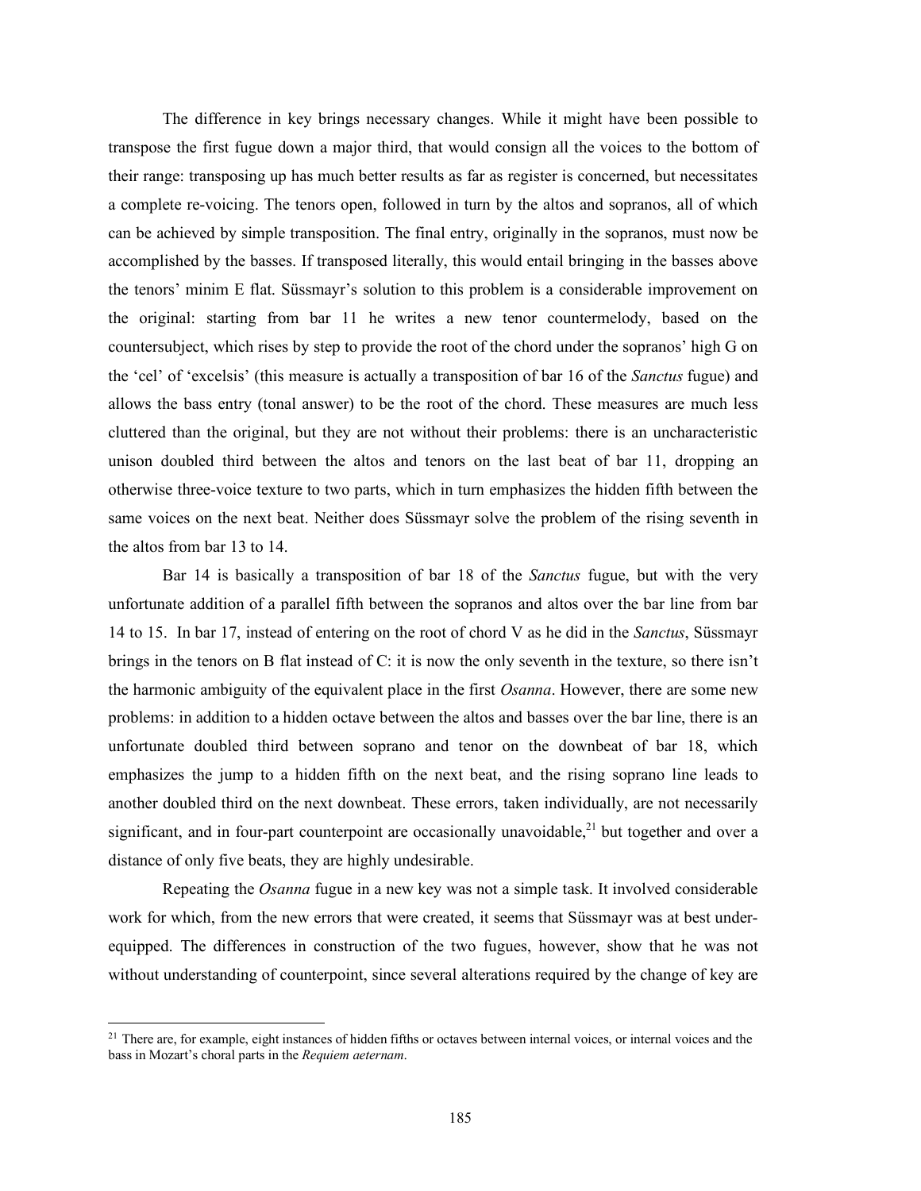The difference in key brings necessary changes. While it might have been possible to transpose the first fugue down a major third, that would consign all the voices to the bottom of their range: transposing up has much better results as far as register is concerned, but necessitates a complete re-voicing. The tenors open, followed in turn by the altos and sopranos, all of which can be achieved by simple transposition. The final entry, originally in the sopranos, must now be accomplished by the basses. If transposed literally, this would entail bringing in the basses above the tenors' minim E flat. Süssmayr's solution to this problem is a considerable improvement on the original: starting from bar 11 he writes a new tenor countermelody, based on the countersubject, which rises by step to provide the root of the chord under the sopranos' high G on the 'cel' of 'excelsis' (this measure is actually a transposition of bar 16 of the *Sanctus* fugue) and allows the bass entry (tonal answer) to be the root of the chord. These measures are much less cluttered than the original, but they are not without their problems: there is an uncharacteristic unison doubled third between the altos and tenors on the last beat of bar 11, dropping an otherwise three-voice texture to two parts, which in turn emphasizes the hidden fifth between the same voices on the next beat. Neither does Süssmayr solve the problem of the rising seventh in the altos from bar 13 to 14.

Bar 14 is basically a transposition of bar 18 of the *Sanctus* fugue, but with the very unfortunate addition of a parallel fifth between the sopranos and altos over the bar line from bar 14 to 15. In bar 17, instead of entering on the root of chord V as he did in the *Sanctus*, Süssmayr brings in the tenors on B flat instead of C: it is now the only seventh in the texture, so there isn't the harmonic ambiguity of the equivalent place in the first *Osanna*. However, there are some new problems: in addition to a hidden octave between the altos and basses over the bar line, there is an unfortunate doubled third between soprano and tenor on the downbeat of bar 18, which emphasizes the jump to a hidden fifth on the next beat, and the rising soprano line leads to another doubled third on the next downbeat. These errors, taken individually, are not necessarily significant, and in four-part counterpoint are occasionally unavoidable,[21] but together and over a distance of only five beats, they are highly undesirable.

Repeating the *Osanna* fugue in a new key was not a simple task. It involved considerable work for which, from the new errors that were created, it seems that Süssmayr was at best under-equipped. The differences in construction of the two fugues, however, show that he was not without understanding of counterpoint, since several alterations required by the change of key are

[21] There are, for example, eight instances of hidden fifths or octaves between internal voices, or internal voices and the bass in Mozart's choral parts in the *Requiem aeternam*.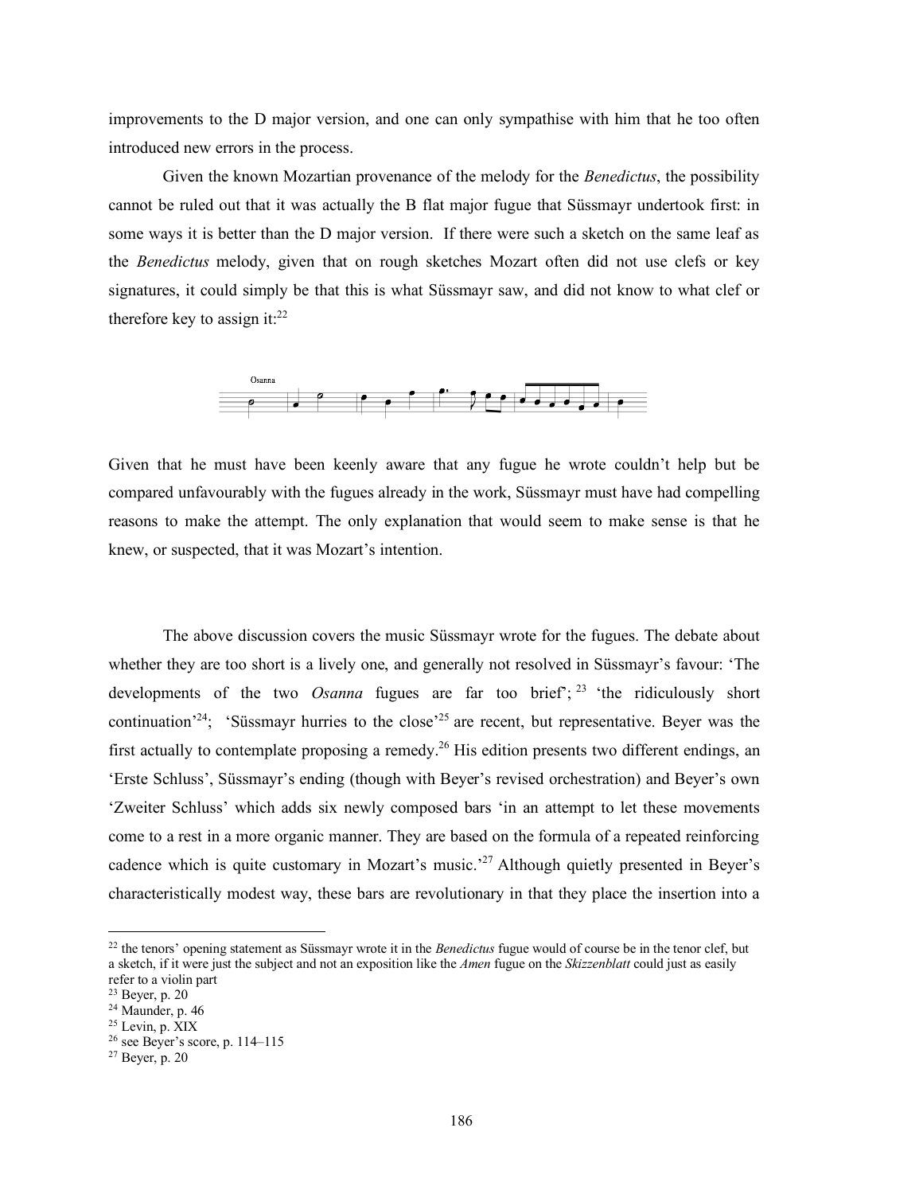improvements to the D major version, and one can only sympathise with him that he too often introduced new errors in the process.

Given the known Mozartian provenance of the melody for the *Benedictus*, the possibility cannot be ruled out that it was actually the B flat major fugue that Süssmayr undertook first: in some ways it is better than the D major version. If there were such a sketch on the same leaf as the *Benedictus* melody, given that on rough sketches Mozart often did not use clefs or key signatures, it could simply be that this is what Süssmayr saw, and did not know to what clef or therefore key to assign it:[22]

Osanna

Given that he must have been keenly aware that any fugue he wrote couldn't help but be compared unfavourably with the fugues already in the work, Süssmayr must have had compelling reasons to make the attempt. The only explanation that would seem to make sense is that he knew, or suspected, that it was Mozart's intention.

The above discussion covers the music Süssmayr wrote for the fugues. The debate about whether they are too short is a lively one, and generally not resolved in Süssmayr's favour: 'The developments of the two *Osanna* fugues are far too brief';[23] 'the ridiculously short continuation'[24]; 'Süssmayr hurries to the close'[25] are recent, but representative. Beyer was the first actually to contemplate proposing a remedy.[26] His edition presents two different endings, an 'Erste Schluss', Süssmayr's ending (though with Beyer's revised orchestration) and Beyer's own 'Zweiter Schluss' which adds six newly composed bars 'in an attempt to let these movements come to a rest in a more organic manner. They are based on the formula of a repeated reinforcing cadence which is quite customary in Mozart's music.'[27] Although quietly presented in Beyer's characteristically modest way, these bars are revolutionary in that they place the insertion into a

---

[22] the tenors' opening statement as Süssmayr wrote it in the *Benedictus* fugue would of course be in the tenor clef, but a sketch, if it were just the subject and not an exposition like the *Amen* fugue on the *Skizzenblatt* could just as easily refer to a violin part

[23] Beyer, p. 20

[24] Maunder, p. 46

[25] Levin, p. XIX

[26] see Beyer's score, p. 114–115

[27] Beyer, p. 20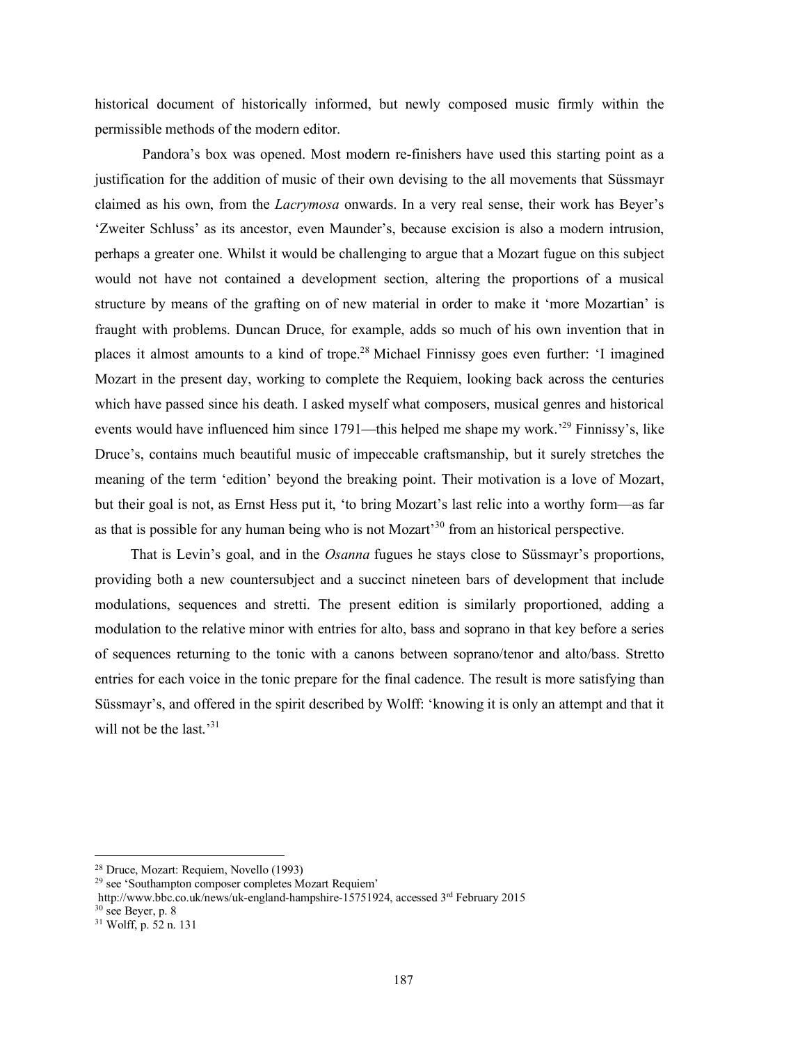historical document of historically informed, but newly composed music firmly within the permissible methods of the modern editor.

Pandora's box was opened. Most modern re-finishers have used this starting point as a justification for the addition of music of their own devising to the all movements that Süssmayr claimed as his own, from the *Lacrymosa* onwards. In a very real sense, their work has Beyer's 'Zweiter Schluss' as its ancestor, even Maunder's, because excision is also a modern intrusion, perhaps a greater one. Whilst it would be challenging to argue that a Mozart fugue on this subject would not have not contained a development section, altering the proportions of a musical structure by means of the grafting on of new material in order to make it 'more Mozartian' is fraught with problems. Duncan Druce, for example, adds so much of his own invention that in places it almost amounts to a kind of trope.[28] Michael Finnissy goes even further: 'I imagined Mozart in the present day, working to complete the Requiem, looking back across the centuries which have passed since his death. I asked myself what composers, musical genres and historical events would have influenced him since 1791—this helped me shape my work.'[29] Finnissy's, like Druce's, contains much beautiful music of impeccable craftsmanship, but it surely stretches the meaning of the term 'edition' beyond the breaking point. Their motivation is a love of Mozart, but their goal is not, as Ernst Hess put it, 'to bring Mozart's last relic into a worthy form—as far as that is possible for any human being who is not Mozart'[30] from an historical perspective.

That is Levin's goal, and in the *Osanna* fugues he stays close to Süssmayr's proportions, providing both a new countersubject and a succinct nineteen bars of development that include modulations, sequences and stretti. The present edition is similarly proportioned, adding a modulation to the relative minor with entries for alto, bass and soprano in that key before a series of sequences returning to the tonic with a canons between soprano/tenor and alto/bass. Stretto entries for each voice in the tonic prepare for the final cadence. The result is more satisfying than Süssmayr's, and offered in the spirit described by Wolff: 'knowing it is only an attempt and that it will not be the last.'[31]

---

[28] Druce, Mozart: Requiem, Novello (1993)

[29] see 'Southampton composer completes Mozart Requiem' http://www.bbc.co.uk/news/uk-england-hampshire-15751924, accessed 3rd February 2015

[30] see Beyer, p. 8

[31] Wolff, p. 52 n. 131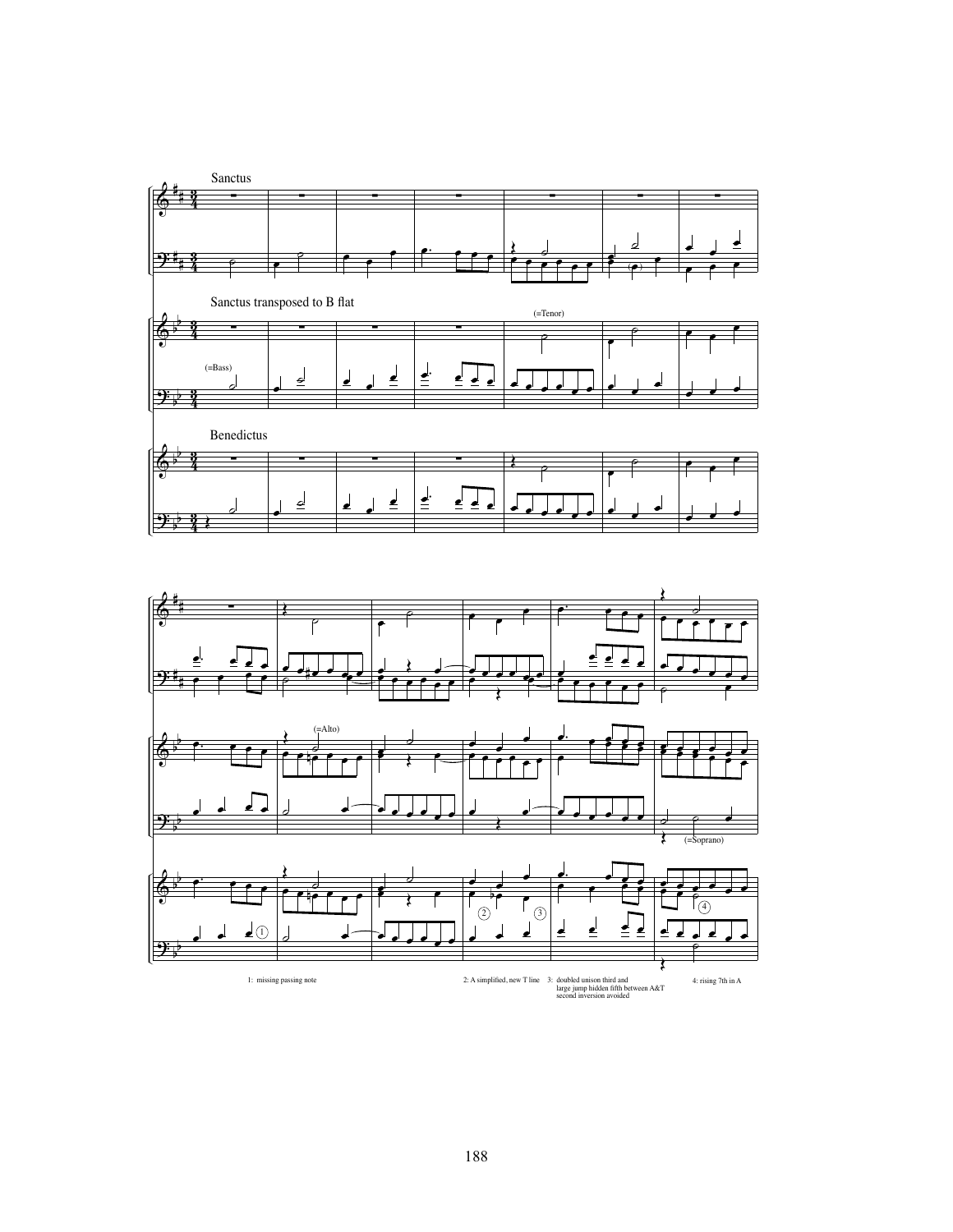Sanctus

Sanctus transposed to B flat

(=Tenor)

(=Bass)

Benedictus

(=Alto)

(=Soprano)

1: missing passing note

2: A simplified, new T line

3: doubled unison third and large jump hidden fifth between A&T second inversion avoided

4: rising 7th in A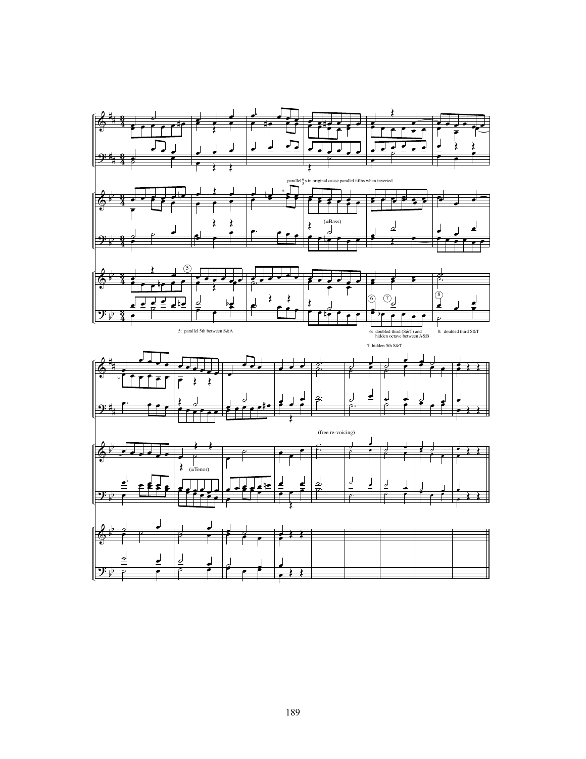parallel $^{6}_{3}$ s in original cause parallel fifths when inverted

(=Bass)

5: parallel 5th between S&A

6: doubled third (S&T) and hidden octave between A&B

7: hidden 5th S&T

8: doubled third S&T

(free re-voicing)

(=Tenor)